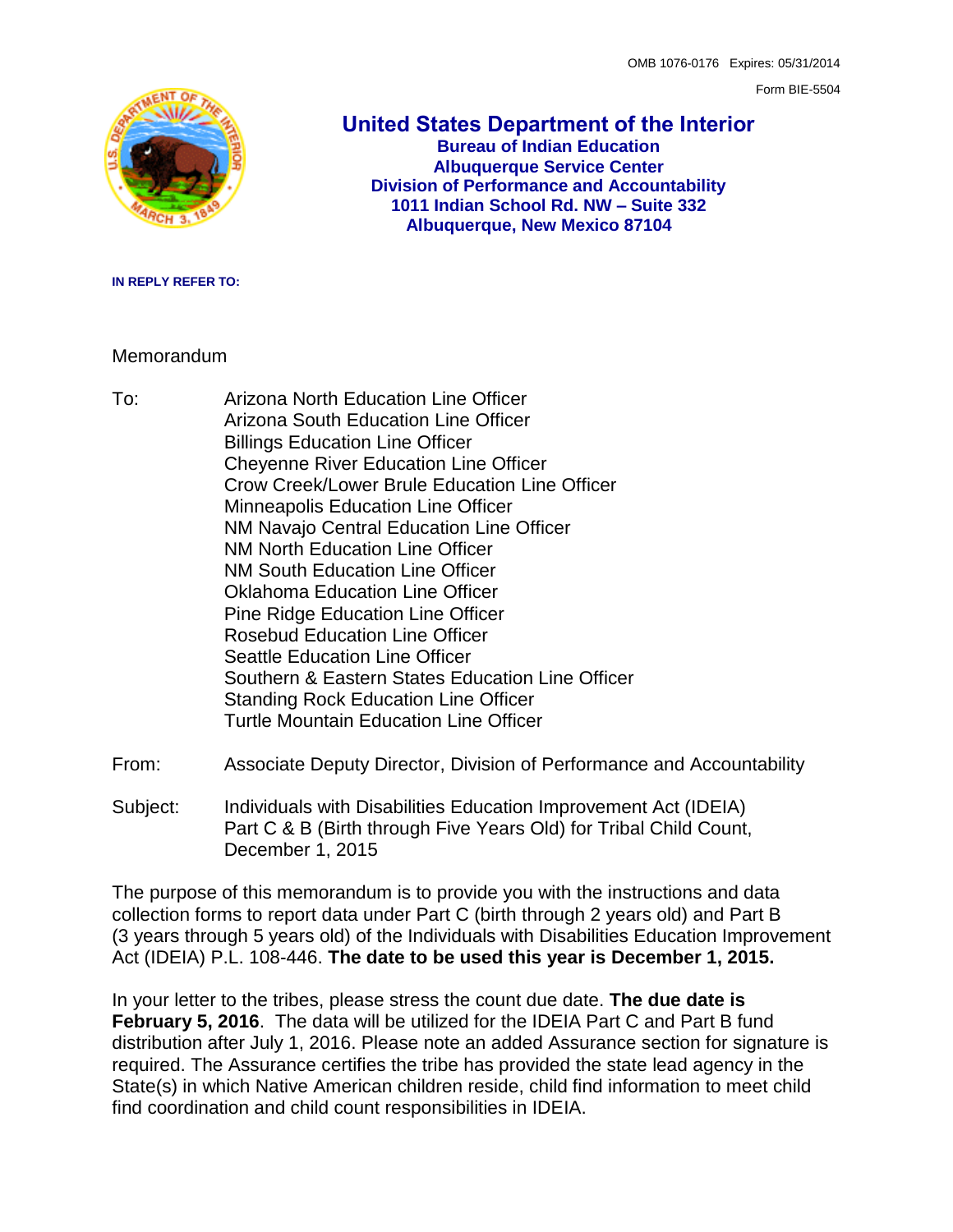OMB 1076-0176 Expires: 05/31/2014

Form BIE-5504

# United States Department of the Interior

**Bureau of Indian Education**
**Albuquerque Service Center**
**Division of Performance and Accountability**
**1011 Indian School Rd. NW – Suite 332**
**Albuquerque, New Mexico 87104**

**IN REPLY REFER TO:**

Memorandum

To:
Arizona North Education Line Officer
Arizona South Education Line Officer
Billings Education Line Officer
Cheyenne River Education Line Officer
Crow Creek/Lower Brule Education Line Officer
Minneapolis Education Line Officer
NM Navajo Central Education Line Officer
NM North Education Line Officer
NM South Education Line Officer
Oklahoma Education Line Officer
Pine Ridge Education Line Officer
Rosebud Education Line Officer
Seattle Education Line Officer
Southern & Eastern States Education Line Officer
Standing Rock Education Line Officer
Turtle Mountain Education Line Officer

From: Associate Deputy Director, Division of Performance and Accountability

Subject: Individuals with Disabilities Education Improvement Act (IDEIA) Part C & B (Birth through Five Years Old) for Tribal Child Count, December 1, 2015

The purpose of this memorandum is to provide you with the instructions and data collection forms to report data under Part C (birth through 2 years old) and Part B (3 years through 5 years old) of the Individuals with Disabilities Education Improvement Act (IDEIA) P.L. 108-446. **The date to be used this year is December 1, 2015.**

In your letter to the tribes, please stress the count due date. **The due date is February 5, 2016**. The data will be utilized for the IDEIA Part C and Part B fund distribution after July 1, 2016. Please note an added Assurance section for signature is required. The Assurance certifies the tribe has provided the state lead agency in the State(s) in which Native American children reside, child find information to meet child find coordination and child count responsibilities in IDEIA.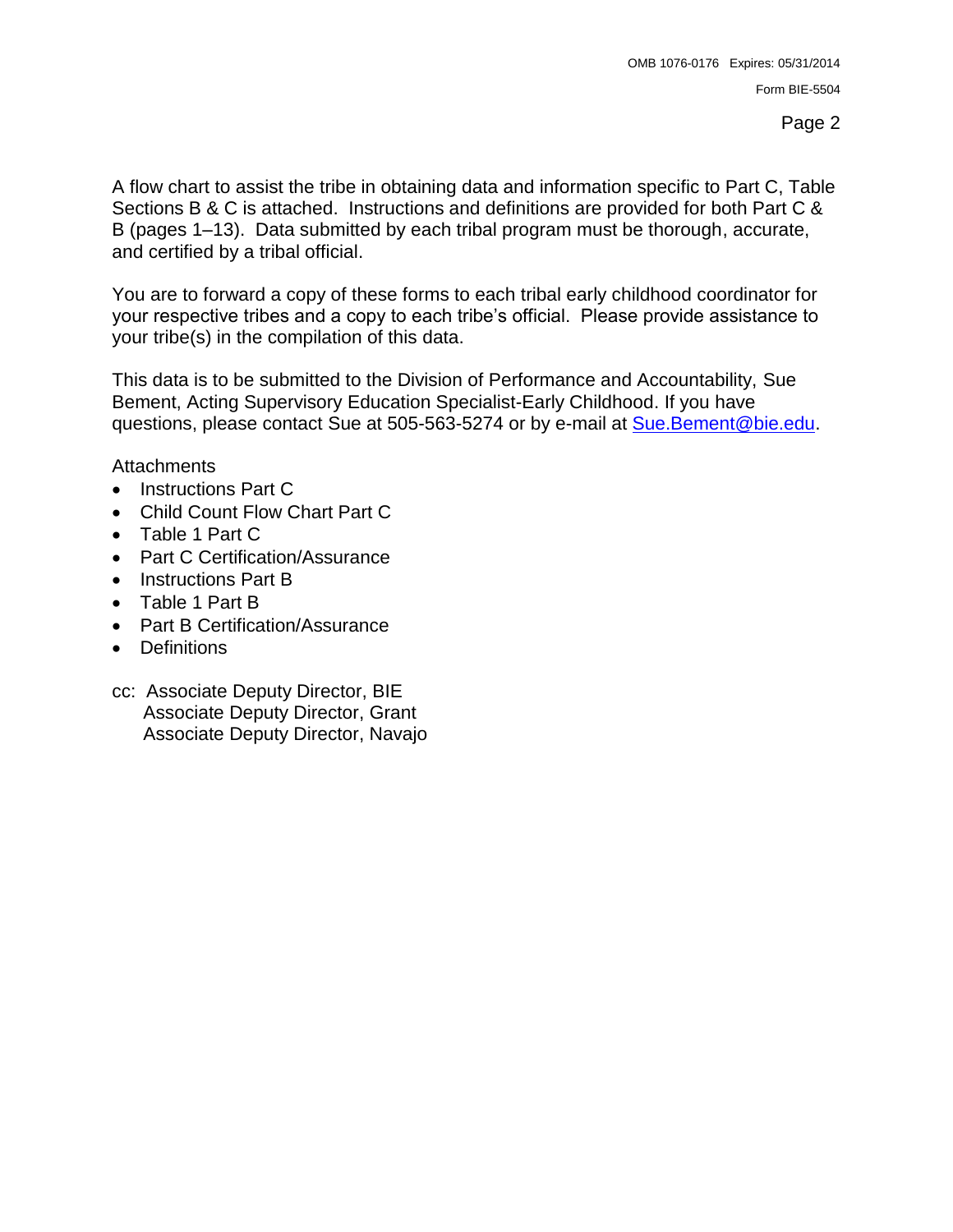A flow chart to assist the tribe in obtaining data and information specific to Part C, Table Sections B & C is attached. Instructions and definitions are provided for both Part C & B (pages 1–13). Data submitted by each tribal program must be thorough, accurate, and certified by a tribal official.

You are to forward a copy of these forms to each tribal early childhood coordinator for your respective tribes and a copy to each tribe's official. Please provide assistance to your tribe(s) in the compilation of this data.

This data is to be submitted to the Division of Performance and Accountability, Sue Bement, Acting Supervisory Education Specialist-Early Childhood. If you have questions, please contact Sue at 505-563-5274 or by e-mail at Sue.Bement@bie.edu.

Attachments

- Instructions Part C
- Child Count Flow Chart Part C
- Table 1 Part C
- Part C Certification/Assurance
- Instructions Part B
- Table 1 Part B
- Part B Certification/Assurance
- Definitions

cc: Associate Deputy Director, BIE
Associate Deputy Director, Grant
Associate Deputy Director, Navajo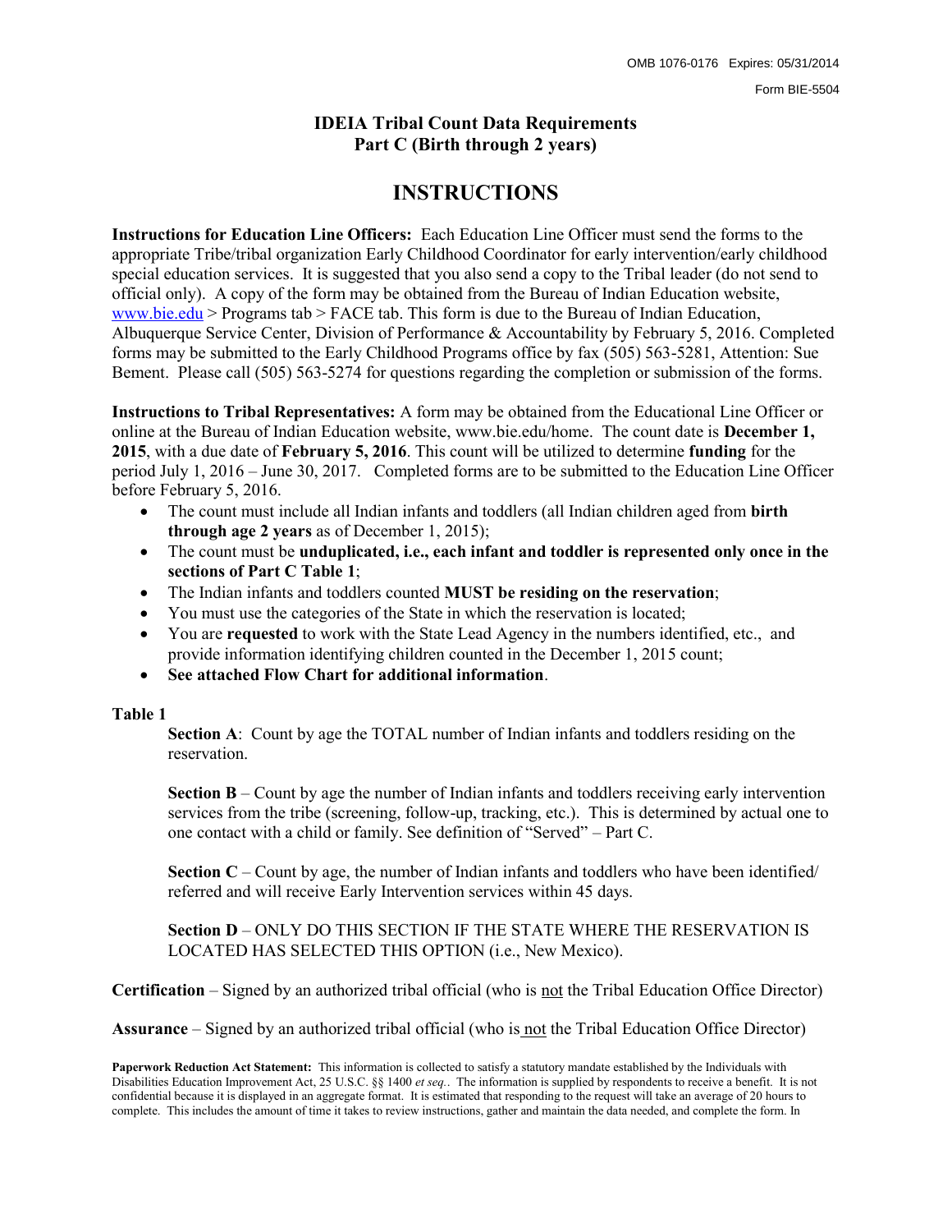OMB 1076-0176 Expires: 05/31/2014

Form BIE-5504

## IDEIA Tribal Count Data Requirements
## Part C (Birth through 2 years)

# INSTRUCTIONS

**Instructions for Education Line Officers:** Each Education Line Officer must send the forms to the appropriate Tribe/tribal organization Early Childhood Coordinator for early intervention/early childhood special education services. It is suggested that you also send a copy to the Tribal leader (do not send to official only). A copy of the form may be obtained from the Bureau of Indian Education website, www.bie.edu > Programs tab > FACE tab. This form is due to the Bureau of Indian Education, Albuquerque Service Center, Division of Performance & Accountability by February 5, 2016. Completed forms may be submitted to the Early Childhood Programs office by fax (505) 563-5281, Attention: Sue Bement. Please call (505) 563-5274 for questions regarding the completion or submission of the forms.

**Instructions to Tribal Representatives:** A form may be obtained from the Educational Line Officer or online at the Bureau of Indian Education website, www.bie.edu/home. The count date is **December 1, 2015**, with a due date of **February 5, 2016**. This count will be utilized to determine **funding** for the period July 1, 2016 – June 30, 2017. Completed forms are to be submitted to the Education Line Officer before February 5, 2016.

- The count must include all Indian infants and toddlers (all Indian children aged from **birth through age 2 years** as of December 1, 2015);
- The count must be **unduplicated, i.e., each infant and toddler is represented only once in the sections of Part C Table 1**;
- The Indian infants and toddlers counted **MUST be residing on the reservation**;
- You must use the categories of the State in which the reservation is located;
- You are **requested** to work with the State Lead Agency in the numbers identified, etc., and provide information identifying children counted in the December 1, 2015 count;
- **See attached Flow Chart for additional information**.

**Table 1**

**Section A**: Count by age the TOTAL number of Indian infants and toddlers residing on the reservation.

**Section B** – Count by age the number of Indian infants and toddlers receiving early intervention services from the tribe (screening, follow-up, tracking, etc.). This is determined by actual one to one contact with a child or family. See definition of "Served" – Part C.

**Section C** – Count by age, the number of Indian infants and toddlers who have been identified/ referred and will receive Early Intervention services within 45 days.

**Section D** – ONLY DO THIS SECTION IF THE STATE WHERE THE RESERVATION IS LOCATED HAS SELECTED THIS OPTION (i.e., New Mexico).

**Certification** – Signed by an authorized tribal official (who is not the Tribal Education Office Director)

**Assurance** – Signed by an authorized tribal official (who is not the Tribal Education Office Director)

**Paperwork Reduction Act Statement:** This information is collected to satisfy a statutory mandate established by the Individuals with Disabilities Education Improvement Act, 25 U.S.C. §§ 1400 *et seq.*. The information is supplied by respondents to receive a benefit. It is not confidential because it is displayed in an aggregate format. It is estimated that responding to the request will take an average of 20 hours to complete. This includes the amount of time it takes to review instructions, gather and maintain the data needed, and complete the form. In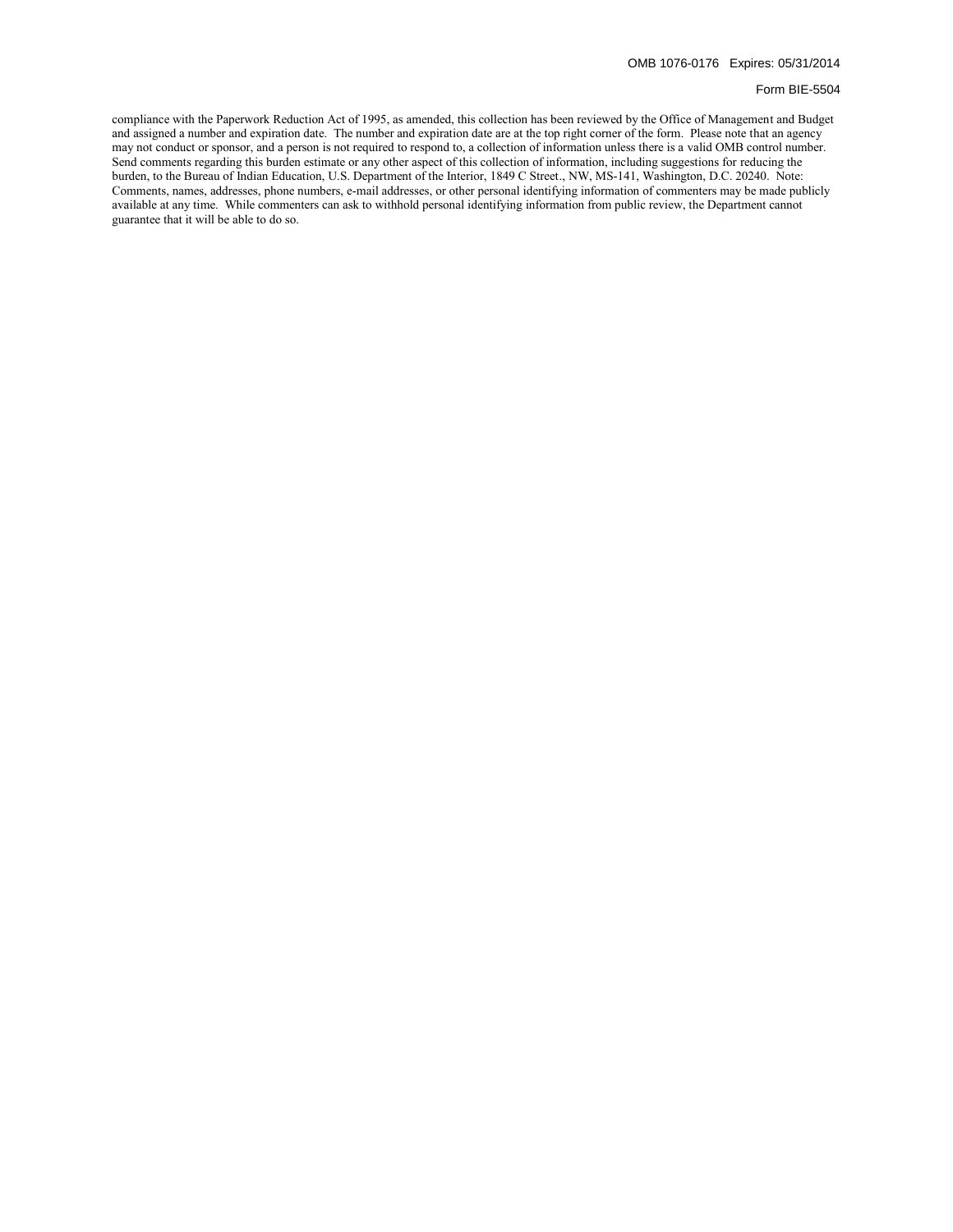compliance with the Paperwork Reduction Act of 1995, as amended, this collection has been reviewed by the Office of Management and Budget and assigned a number and expiration date. The number and expiration date are at the top right corner of the form. Please note that an agency may not conduct or sponsor, and a person is not required to respond to, a collection of information unless there is a valid OMB control number. Send comments regarding this burden estimate or any other aspect of this collection of information, including suggestions for reducing the burden, to the Bureau of Indian Education, U.S. Department of the Interior, 1849 C Street., NW, MS-141, Washington, D.C. 20240. Note: Comments, names, addresses, phone numbers, e-mail addresses, or other personal identifying information of commenters may be made publicly available at any time. While commenters can ask to withhold personal identifying information from public review, the Department cannot guarantee that it will be able to do so.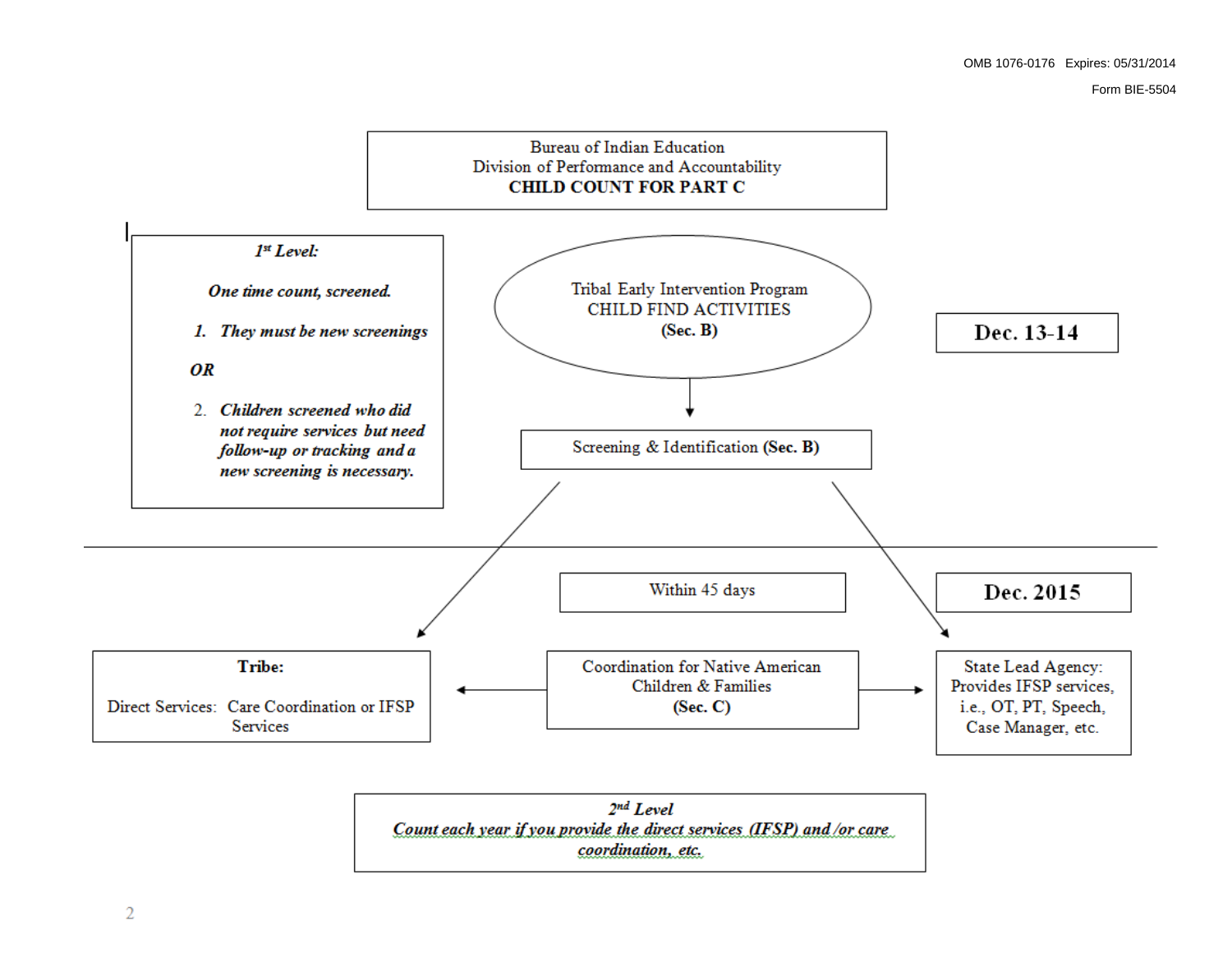OMB 1076-0176 Expires: 05/31/2014

Form BIE-5504

**Bureau of Indian Education**
**Division of Performance and Accountability**
**CHILD COUNT FOR PART C**

***1st Level:***

***One time count, screened.***

1. ***They must be new screenings***

***OR***

2. ***Children screened who did not require services but need follow-up or tracking and a new screening is necessary.***

Tribal Early Intervention Program
CHILD FIND ACTIVITIES
**(Sec. B)**

**Dec. 13-14**

Screening & Identification **(Sec. B)**

Within 45 days

**Dec. 2015**

**Tribe:**

Direct Services: Care Coordination or IFSP Services

Coordination for Native American Children & Families
**(Sec. C)**

State Lead Agency: Provides IFSP services, i.e., OT, PT, Speech, Case Manager, etc.

***2nd Level***
***Count each year if you provide the direct services (IFSP) and /or care coordination, etc.***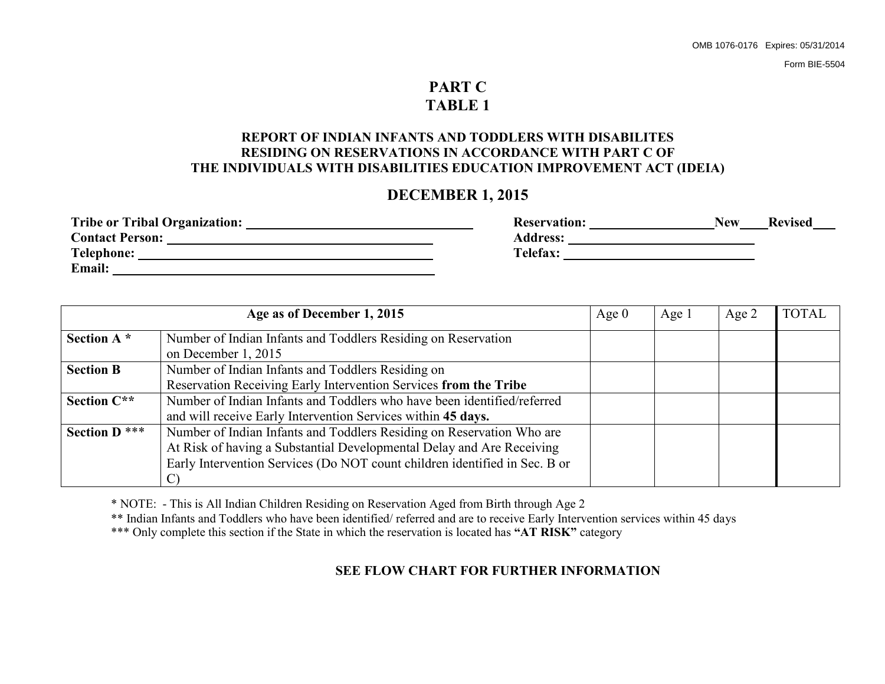OMB 1076-0176 Expires: 05/31/2014

Form BIE-5504

# PART C
# TABLE 1

## REPORT OF INDIAN INFANTS AND TODDLERS WITH DISABILITES RESIDING ON RESERVATIONS IN ACCORDANCE WITH PART C OF THE INDIVIDUALS WITH DISABILITIES EDUCATION IMPROVEMENT ACT (IDEIA)

## DECEMBER 1, 2015

**Tribe or Tribal Organization:** ____________________

**Reservation:** ____________ **New**____ **Revised**____

**Contact Person:** ____________________

**Address:** ____________________

**Telephone:** ____________________

**Telefax:** ____________________

**Email:** ____________________

| **Age as of December 1, 2015** | | Age 0 | Age 1 | Age 2 | TOTAL |
|---|---|---|---|---|---|
| **Section A** * | Number of Indian Infants and Toddlers Residing on Reservation on December 1, 2015 | | | | |
| **Section B** | Number of Indian Infants and Toddlers Residing on Reservation Receiving Early Intervention Services **from the Tribe** | | | | |
| **Section C**** | Number of Indian Infants and Toddlers who have been identified/referred and will receive Early Intervention Services within **45 days.** | | | | |
| **Section D** *** | Number of Indian Infants and Toddlers Residing on Reservation Who are At Risk of having a Substantial Developmental Delay and Are Receiving Early Intervention Services (Do NOT count children identified in Sec. B or C) | | | | |

* NOTE: - This is All Indian Children Residing on Reservation Aged from Birth through Age 2

** Indian Infants and Toddlers who have been identified/ referred and are to receive Early Intervention services within 45 days

*** Only complete this section if the State in which the reservation is located has **"AT RISK"** category

**SEE FLOW CHART FOR FURTHER INFORMATION**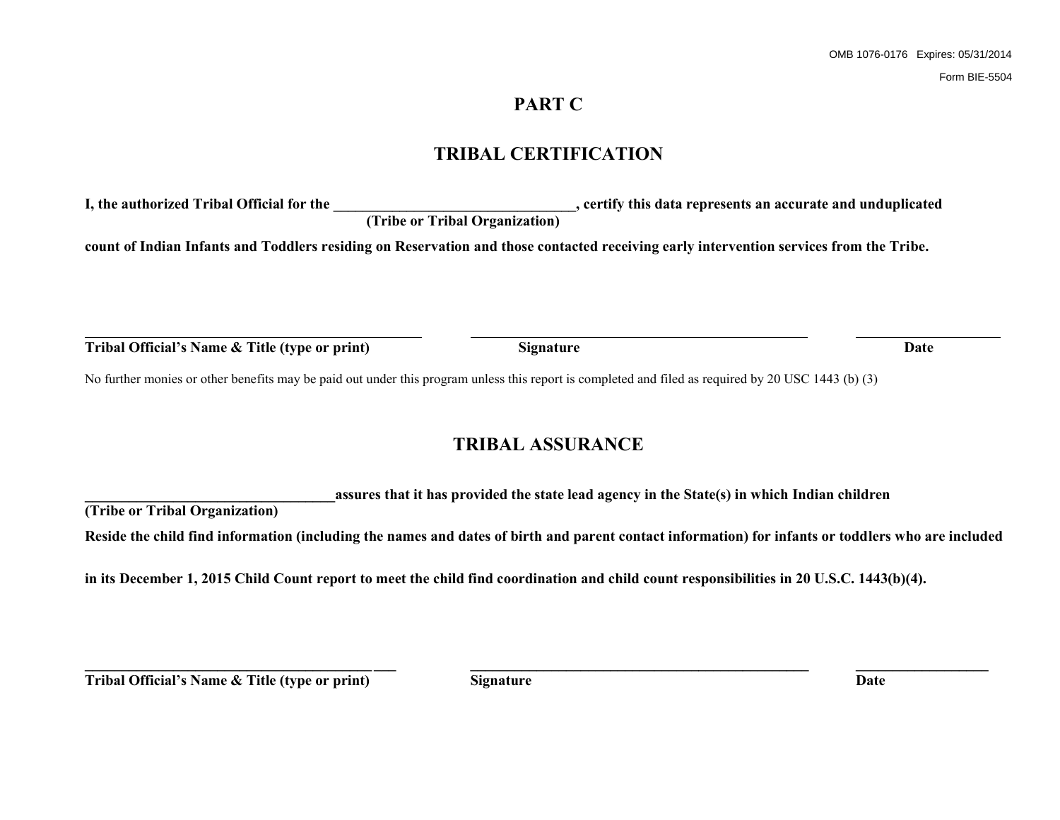OMB 1076-0176 Expires: 05/31/2014

Form BIE-5504

# PART C

## TRIBAL CERTIFICATION

**I, the authorized Tribal Official for the \_\_\_\_\_\_\_\_\_\_\_\_\_\_\_\_\_\_\_\_\_\_\_\_\_\_\_\_\_\_\_\_\_, certify this data represents an accurate and unduplicated**
**(Tribe or Tribal Organization)**

**count of Indian Infants and Toddlers residing on Reservation and those contacted receiving early intervention services from the Tribe.**

| \_\_\_\_\_\_\_\_\_\_\_\_\_\_\_\_\_\_\_\_\_\_\_\_\_\_\_\_\_\_\_\_\_\_\_\_\_\_\_\_\_\_\_\_\_ | \_\_\_\_\_\_\_\_\_\_\_\_\_\_\_\_\_\_\_\_\_\_\_\_\_\_\_\_\_\_\_\_\_\_\_\_\_\_\_\_\_\_\_\_\_ | \_\_\_\_\_\_\_\_\_\_\_\_\_\_\_\_\_\_\_ |
|---|---|---|
| **Tribal Official's Name & Title (type or print)** | **Signature** | **Date** |

No further monies or other benefits may be paid out under this program unless this report is completed and filed as required by 20 USC 1443 (b) (3)

## TRIBAL ASSURANCE

**\_\_\_\_\_\_\_\_\_\_\_\_\_\_\_\_\_\_\_\_\_\_\_\_\_\_\_\_\_\_\_\_\_\_assures that it has provided the state lead agency in the State(s) in which Indian children**
**(Tribe or Tribal Organization)**
**Reside the child find information (including the names and dates of birth and parent contact information) for infants or toddlers who are included**

**in its December 1, 2015 Child Count report to meet the child find coordination and child count responsibilities in 20 U.S.C. 1443(b)(4).**

| \_\_\_\_\_\_\_\_\_\_\_\_\_\_\_\_\_\_\_\_\_\_\_\_\_\_\_\_\_\_\_\_\_\_\_\_\_\_\_\_\_\_\_\_\_ | \_\_\_\_\_\_\_\_\_\_\_\_\_\_\_\_\_\_\_\_\_\_\_\_\_\_\_\_\_\_\_\_\_\_\_\_\_\_\_\_\_\_\_\_\_ | \_\_\_\_\_\_\_\_\_\_\_\_\_\_\_\_\_\_\_ |
|---|---|---|
| **Tribal Official's Name & Title (type or print)** | **Signature** | **Date** |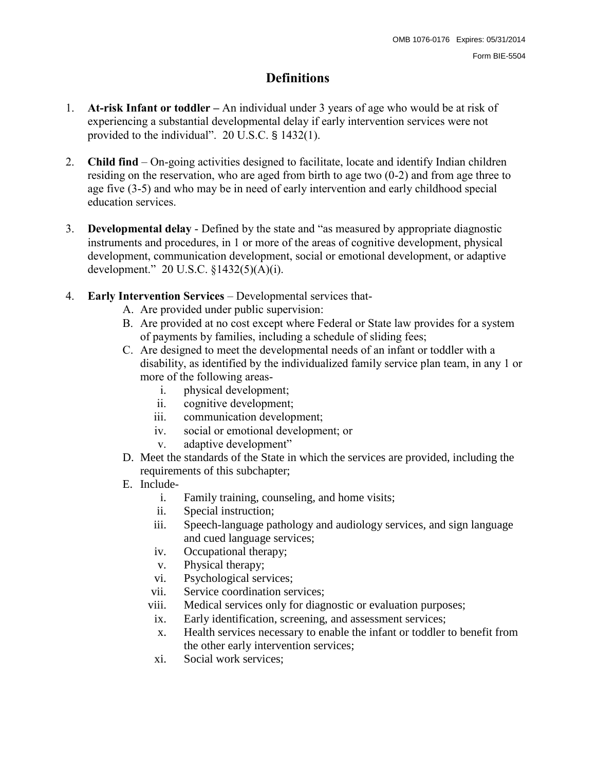# Definitions

1. **At-risk Infant or toddler –** An individual under 3 years of age who would be at risk of experiencing a substantial developmental delay if early intervention services were not provided to the individual". 20 U.S.C. § 1432(1).

2. **Child find** – On-going activities designed to facilitate, locate and identify Indian children residing on the reservation, who are aged from birth to age two (0-2) and from age three to age five (3-5) and who may be in need of early intervention and early childhood special education services.

3. **Developmental delay** - Defined by the state and "as measured by appropriate diagnostic instruments and procedures, in 1 or more of the areas of cognitive development, physical development, communication development, social or emotional development, or adaptive development." 20 U.S.C. §1432(5)(A)(i).

4. **Early Intervention Services** – Developmental services that-
   A. Are provided under public supervision:
   B. Are provided at no cost except where Federal or State law provides for a system of payments by families, including a schedule of sliding fees;
   C. Are designed to meet the developmental needs of an infant or toddler with a disability, as identified by the individualized family service plan team, in any 1 or more of the following areas-
      i. physical development;
      ii. cognitive development;
      iii. communication development;
      iv. social or emotional development; or
      v. adaptive development"
   D. Meet the standards of the State in which the services are provided, including the requirements of this subchapter;
   E. Include-
      i. Family training, counseling, and home visits;
      ii. Special instruction;
      iii. Speech-language pathology and audiology services, and sign language and cued language services;
      iv. Occupational therapy;
      v. Physical therapy;
      vi. Psychological services;
      vii. Service coordination services;
      viii. Medical services only for diagnostic or evaluation purposes;
      ix. Early identification, screening, and assessment services;
      x. Health services necessary to enable the infant or toddler to benefit from the other early intervention services;
      xi. Social work services;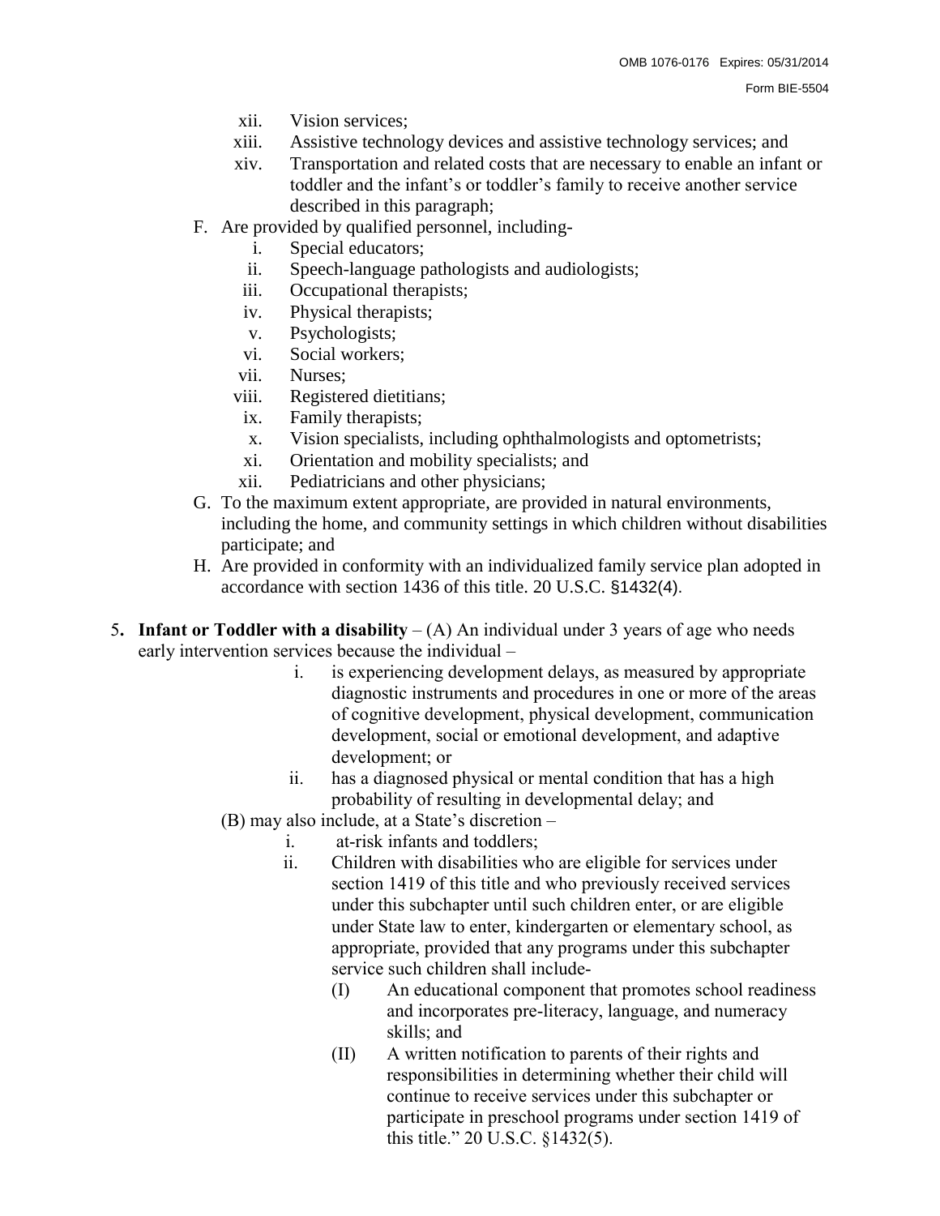xii. Vision services;
xiii. Assistive technology devices and assistive technology services; and
xiv. Transportation and related costs that are necessary to enable an infant or toddler and the infant's or toddler's family to receive another service described in this paragraph;

F. Are provided by qualified personnel, including-
   i. Special educators;
   ii. Speech-language pathologists and audiologists;
   iii. Occupational therapists;
   iv. Physical therapists;
   v. Psychologists;
   vi. Social workers;
   vii. Nurses;
   viii. Registered dietitians;
   ix. Family therapists;
   x. Vision specialists, including ophthalmologists and optometrists;
   xi. Orientation and mobility specialists; and
   xii. Pediatricians and other physicians;

G. To the maximum extent appropriate, are provided in natural environments, including the home, and community settings in which children without disabilities participate; and

H. Are provided in conformity with an individualized family service plan adopted in accordance with section 1436 of this title. 20 U.S.C. §1432(4).

5. **Infant or Toddler with a disability** – (A) An individual under 3 years of age who needs early intervention services because the individual –
   i. is experiencing development delays, as measured by appropriate diagnostic instruments and procedures in one or more of the areas of cognitive development, physical development, communication development, social or emotional development, and adaptive development; or
   ii. has a diagnosed physical or mental condition that has a high probability of resulting in developmental delay; and

   (B) may also include, at a State's discretion –
   i. at-risk infants and toddlers;
   ii. Children with disabilities who are eligible for services under section 1419 of this title and who previously received services under this subchapter until such children enter, or are eligible under State law to enter, kindergarten or elementary school, as appropriate, provided that any programs under this subchapter service such children shall include-
      (I) An educational component that promotes school readiness and incorporates pre-literacy, language, and numeracy skills; and
      (II) A written notification to parents of their rights and responsibilities in determining whether their child will continue to receive services under this subchapter or participate in preschool programs under section 1419 of this title." 20 U.S.C. §1432(5).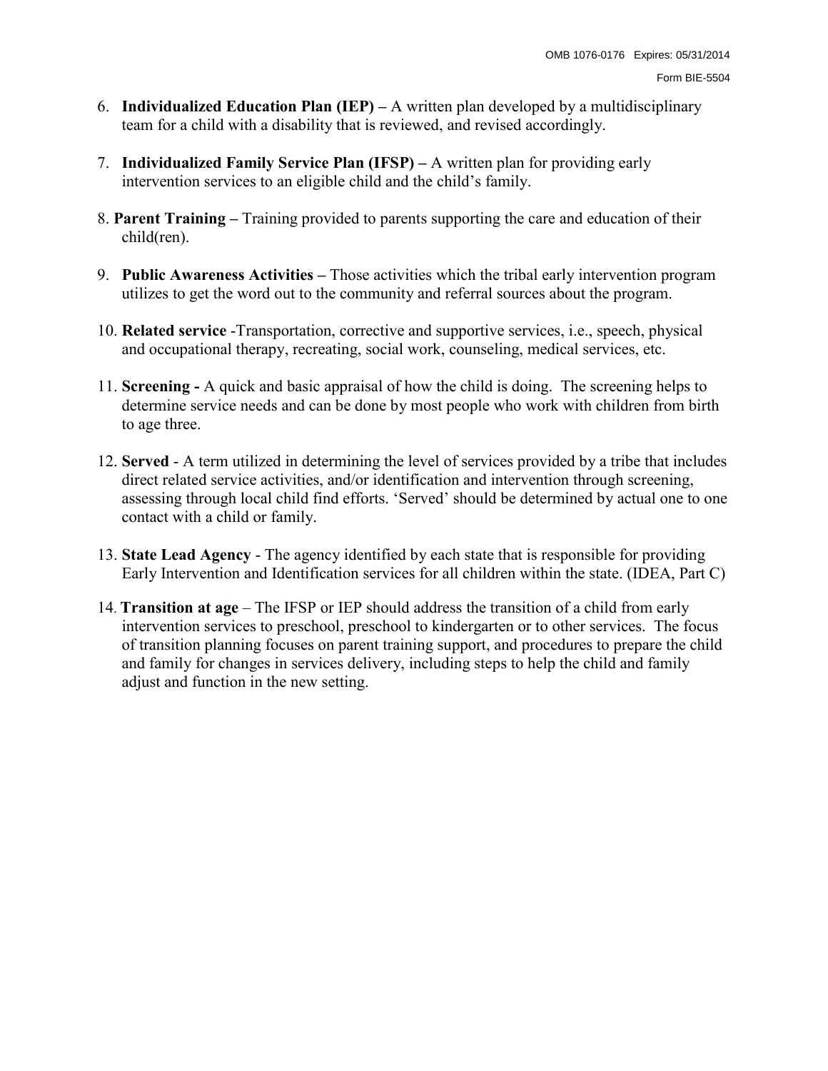6. **Individualized Education Plan (IEP) –** A written plan developed by a multidisciplinary team for a child with a disability that is reviewed, and revised accordingly.

7. **Individualized Family Service Plan (IFSP) –** A written plan for providing early intervention services to an eligible child and the child's family.

8. **Parent Training –** Training provided to parents supporting the care and education of their child(ren).

9. **Public Awareness Activities –** Those activities which the tribal early intervention program utilizes to get the word out to the community and referral sources about the program.

10. **Related service** -Transportation, corrective and supportive services, i.e., speech, physical and occupational therapy, recreating, social work, counseling, medical services, etc.

11. **Screening -** A quick and basic appraisal of how the child is doing. The screening helps to determine service needs and can be done by most people who work with children from birth to age three.

12. **Served** - A term utilized in determining the level of services provided by a tribe that includes direct related service activities, and/or identification and intervention through screening, assessing through local child find efforts. 'Served' should be determined by actual one to one contact with a child or family.

13. **State Lead Agency** - The agency identified by each state that is responsible for providing Early Intervention and Identification services for all children within the state. (IDEA, Part C)

14. **Transition at age** – The IFSP or IEP should address the transition of a child from early intervention services to preschool, preschool to kindergarten or to other services. The focus of transition planning focuses on parent training support, and procedures to prepare the child and family for changes in services delivery, including steps to help the child and family adjust and function in the new setting.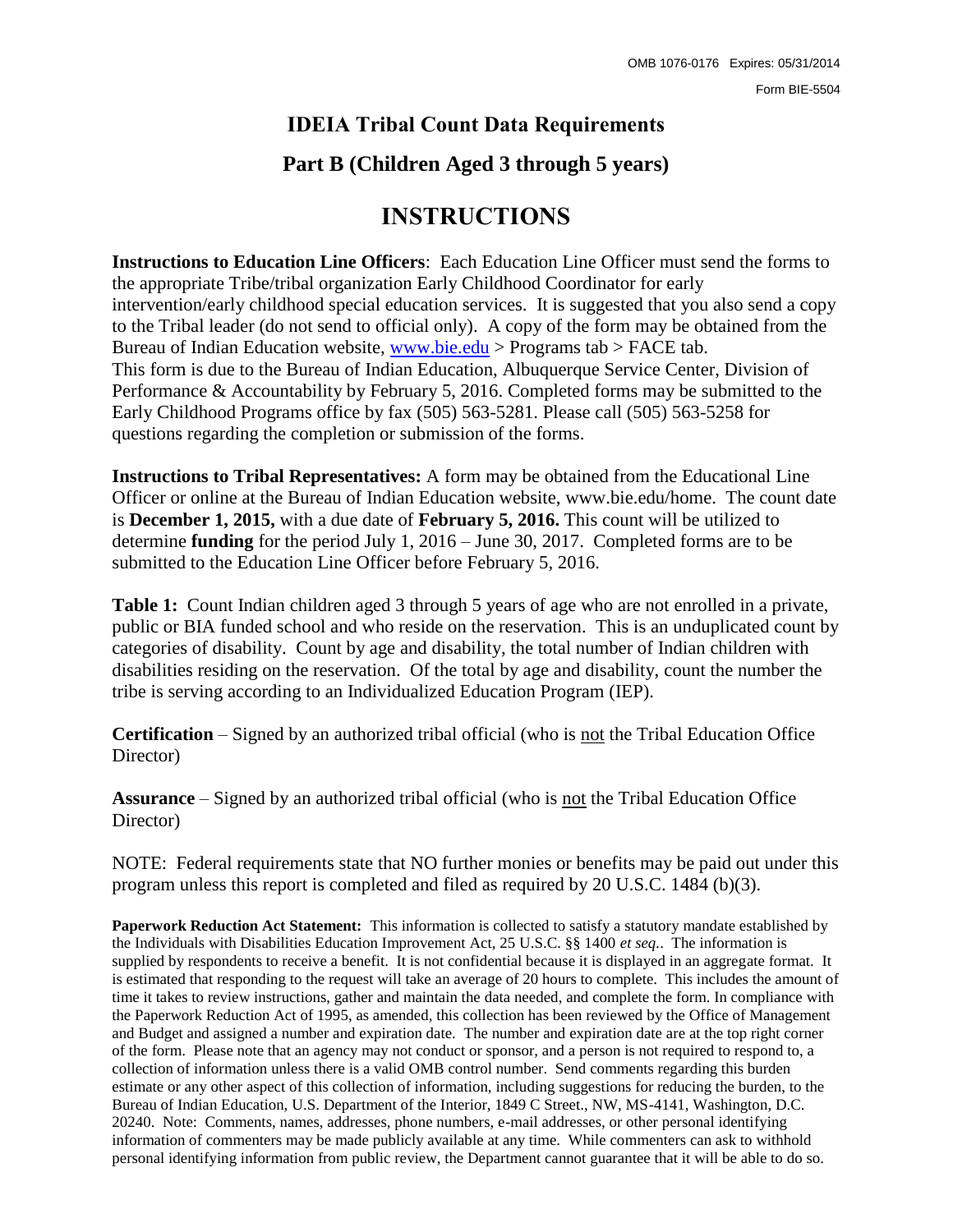OMB 1076-0176 Expires: 05/31/2014

Form BIE-5504

# IDEIA Tribal Count Data Requirements

## Part B (Children Aged 3 through 5 years)

# INSTRUCTIONS

**Instructions to Education Line Officers**: Each Education Line Officer must send the forms to the appropriate Tribe/tribal organization Early Childhood Coordinator for early intervention/early childhood special education services. It is suggested that you also send a copy to the Tribal leader (do not send to official only). A copy of the form may be obtained from the Bureau of Indian Education website, www.bie.edu > Programs tab > FACE tab. This form is due to the Bureau of Indian Education, Albuquerque Service Center, Division of Performance & Accountability by February 5, 2016. Completed forms may be submitted to the Early Childhood Programs office by fax (505) 563-5281. Please call (505) 563-5258 for questions regarding the completion or submission of the forms.

**Instructions to Tribal Representatives:** A form may be obtained from the Educational Line Officer or online at the Bureau of Indian Education website, www.bie.edu/home. The count date is **December 1, 2015,** with a due date of **February 5, 2016.** This count will be utilized to determine **funding** for the period July 1, 2016 – June 30, 2017. Completed forms are to be submitted to the Education Line Officer before February 5, 2016.

**Table 1:** Count Indian children aged 3 through 5 years of age who are not enrolled in a private, public or BIA funded school and who reside on the reservation. This is an unduplicated count by categories of disability. Count by age and disability, the total number of Indian children with disabilities residing on the reservation. Of the total by age and disability, count the number the tribe is serving according to an Individualized Education Program (IEP).

**Certification** – Signed by an authorized tribal official (who is not the Tribal Education Office Director)

**Assurance** – Signed by an authorized tribal official (who is not the Tribal Education Office Director)

NOTE: Federal requirements state that NO further monies or benefits may be paid out under this program unless this report is completed and filed as required by 20 U.S.C. 1484 (b)(3).

**Paperwork Reduction Act Statement:** This information is collected to satisfy a statutory mandate established by the Individuals with Disabilities Education Improvement Act, 25 U.S.C. §§ 1400 *et seq.*. The information is supplied by respondents to receive a benefit. It is not confidential because it is displayed in an aggregate format. It is estimated that responding to the request will take an average of 20 hours to complete. This includes the amount of time it takes to review instructions, gather and maintain the data needed, and complete the form. In compliance with the Paperwork Reduction Act of 1995, as amended, this collection has been reviewed by the Office of Management and Budget and assigned a number and expiration date. The number and expiration date are at the top right corner of the form. Please note that an agency may not conduct or sponsor, and a person is not required to respond to, a collection of information unless there is a valid OMB control number. Send comments regarding this burden estimate or any other aspect of this collection of information, including suggestions for reducing the burden, to the Bureau of Indian Education, U.S. Department of the Interior, 1849 C Street., NW, MS-4141, Washington, D.C. 20240. Note: Comments, names, addresses, phone numbers, e-mail addresses, or other personal identifying information of commenters may be made publicly available at any time. While commenters can ask to withhold personal identifying information from public review, the Department cannot guarantee that it will be able to do so.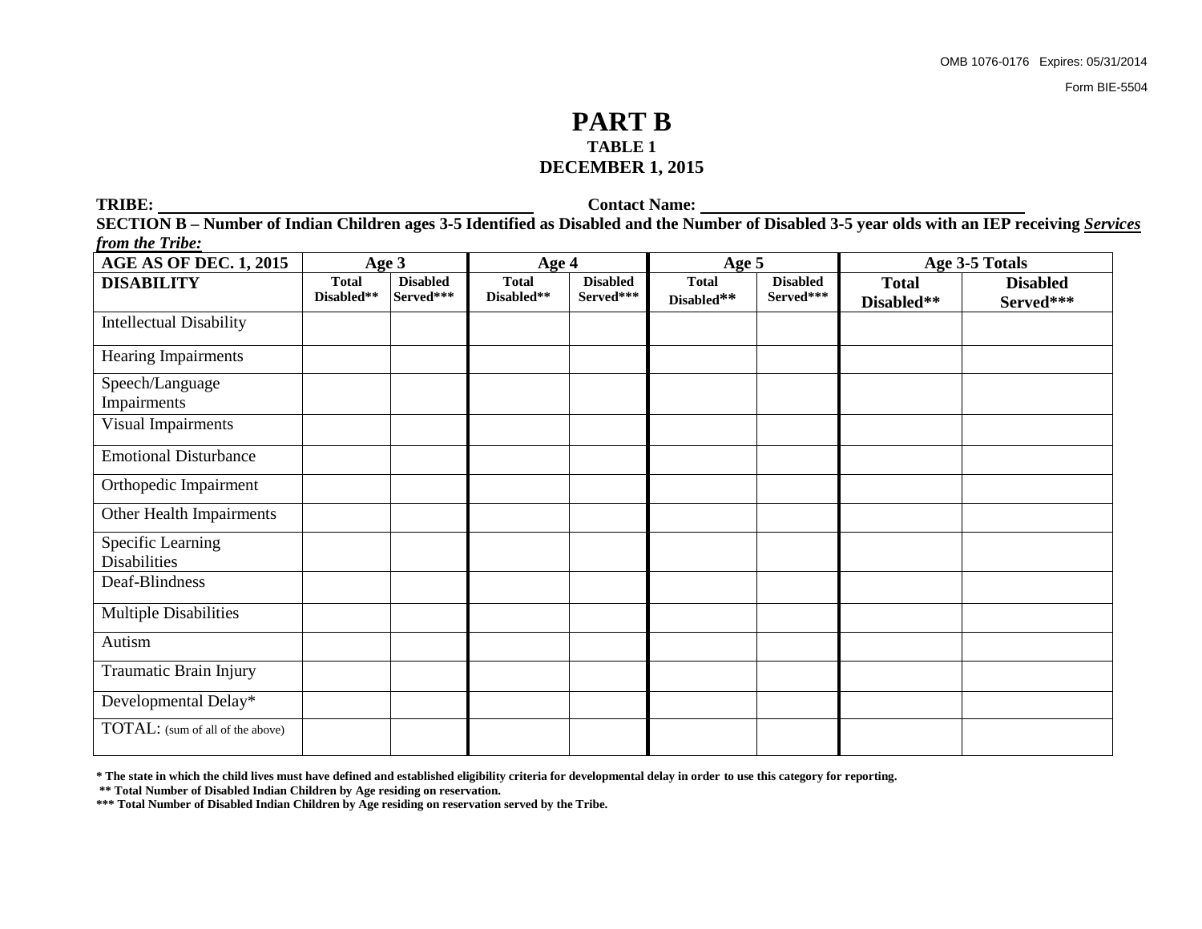OMB 1076-0176 Expires: 05/31/2014

Form BIE-5504

# PART B

### TABLE 1

### DECEMBER 1, 2015

**TRIBE:** ________________________ **Contact Name:** ________________________

**SECTION B – Number of Indian Children ages 3-5 Identified as Disabled and the Number of Disabled 3-5 year olds with an IEP receiving *Services from the Tribe:***

| AGE AS OF DEC. 1, 2015 | Age 3 | | Age 4 | | Age 5 | | Age 3-5 Totals | |
|---|---|---|---|---|---|---|---|---|
| **DISABILITY** | **Total Disabled**** | **Disabled Served***** | **Total Disabled**** | **Disabled Served***** | **Total Disabled**** | **Disabled Served***** | **Total Disabled**** | **Disabled Served***** |
| Intellectual Disability | | | | | | | | |
| Hearing Impairments | | | | | | | | |
| Speech/Language Impairments | | | | | | | | |
| Visual Impairments | | | | | | | | |
| Emotional Disturbance | | | | | | | | |
| Orthopedic Impairment | | | | | | | | |
| Other Health Impairments | | | | | | | | |
| Specific Learning Disabilities | | | | | | | | |
| Deaf-Blindness | | | | | | | | |
| Multiple Disabilities | | | | | | | | |
| Autism | | | | | | | | |
| Traumatic Brain Injury | | | | | | | | |
| Developmental Delay* | | | | | | | | |
| TOTAL: (sum of all of the above) | | | | | | | | |

**\* The state in which the child lives must have defined and established eligibility criteria for developmental delay in order to use this category for reporting.**

**\*\* Total Number of Disabled Indian Children by Age residing on reservation.**

**\*\*\* Total Number of Disabled Indian Children by Age residing on reservation served by the Tribe.**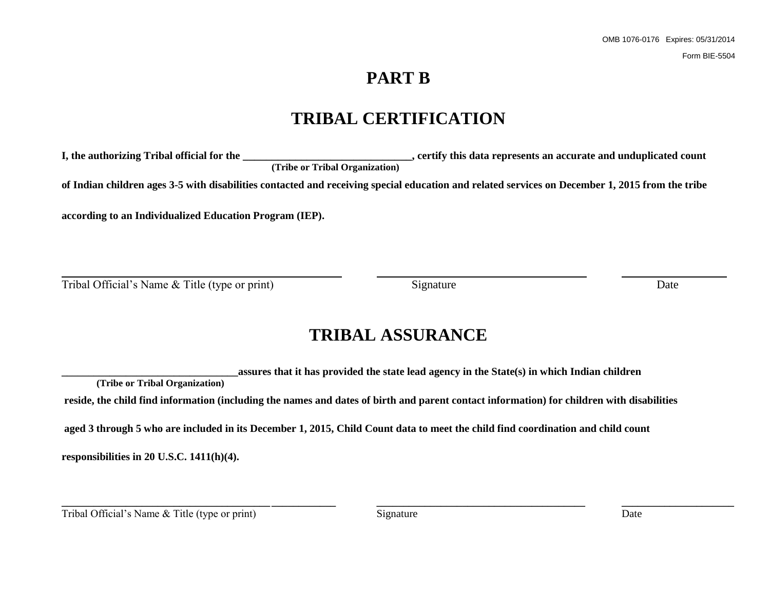OMB 1076-0176 Expires: 05/31/2014

Form BIE-5504

# PART B

# TRIBAL CERTIFICATION

**I, the authorizing Tribal official for the _______________________________, certify this data represents an accurate and unduplicated count**
**(Tribe or Tribal Organization)**
**of Indian children ages 3-5 with disabilities contacted and receiving special education and related services on December 1, 2015 from the tribe according to an Individualized Education Program (IEP).**

_______________________________________________ _______________________________________ ____________________
Tribal Official's Name & Title (type or print) Signature Date

# TRIBAL ASSURANCE

**________________________________assures that it has provided the state lead agency in the State(s) in which Indian children**
**(Tribe or Tribal Organization)**
**reside, the child find information (including the names and dates of birth and parent contact information) for children with disabilities aged 3 through 5 who are included in its December 1, 2015, Child Count data to meet the child find coordination and child count responsibilities in 20 U.S.C. 1411(h)(4).**

_______________________________________________ _______________________________________ ____________________
Tribal Official's Name & Title (type or print) Signature Date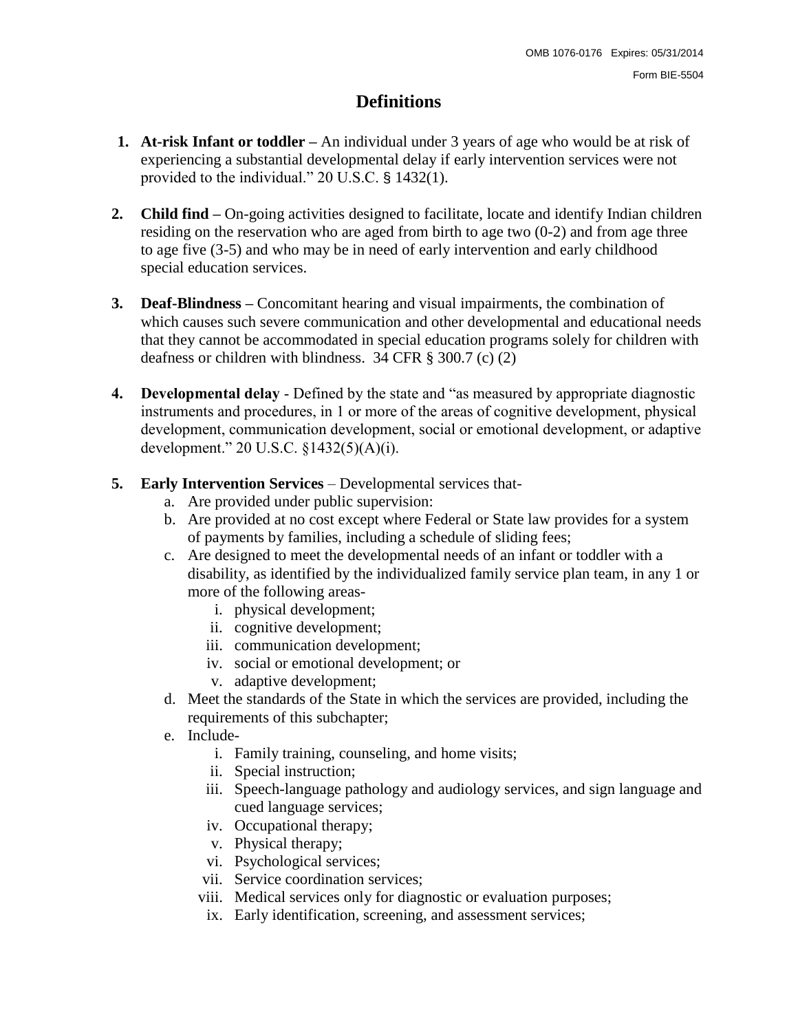# Definitions

1. **At-risk Infant or toddler –** An individual under 3 years of age who would be at risk of experiencing a substantial developmental delay if early intervention services were not provided to the individual." 20 U.S.C. § 1432(1).

2. **Child find –** On-going activities designed to facilitate, locate and identify Indian children residing on the reservation who are aged from birth to age two (0-2) and from age three to age five (3-5) and who may be in need of early intervention and early childhood special education services.

3. **Deaf-Blindness –** Concomitant hearing and visual impairments, the combination of which causes such severe communication and other developmental and educational needs that they cannot be accommodated in special education programs solely for children with deafness or children with blindness. 34 CFR § 300.7 (c) (2)

4. **Developmental delay** - Defined by the state and "as measured by appropriate diagnostic instruments and procedures, in 1 or more of the areas of cognitive development, physical development, communication development, social or emotional development, or adaptive development." 20 U.S.C. §1432(5)(A)(i).

5. **Early Intervention Services** – Developmental services that-
   a. Are provided under public supervision:
   b. Are provided at no cost except where Federal or State law provides for a system of payments by families, including a schedule of sliding fees;
   c. Are designed to meet the developmental needs of an infant or toddler with a disability, as identified by the individualized family service plan team, in any 1 or more of the following areas-
      i. physical development;
      ii. cognitive development;
      iii. communication development;
      iv. social or emotional development; or
      v. adaptive development;
   d. Meet the standards of the State in which the services are provided, including the requirements of this subchapter;
   e. Include-
      i. Family training, counseling, and home visits;
      ii. Special instruction;
      iii. Speech-language pathology and audiology services, and sign language and cued language services;
      iv. Occupational therapy;
      v. Physical therapy;
      vi. Psychological services;
      vii. Service coordination services;
      viii. Medical services only for diagnostic or evaluation purposes;
      ix. Early identification, screening, and assessment services;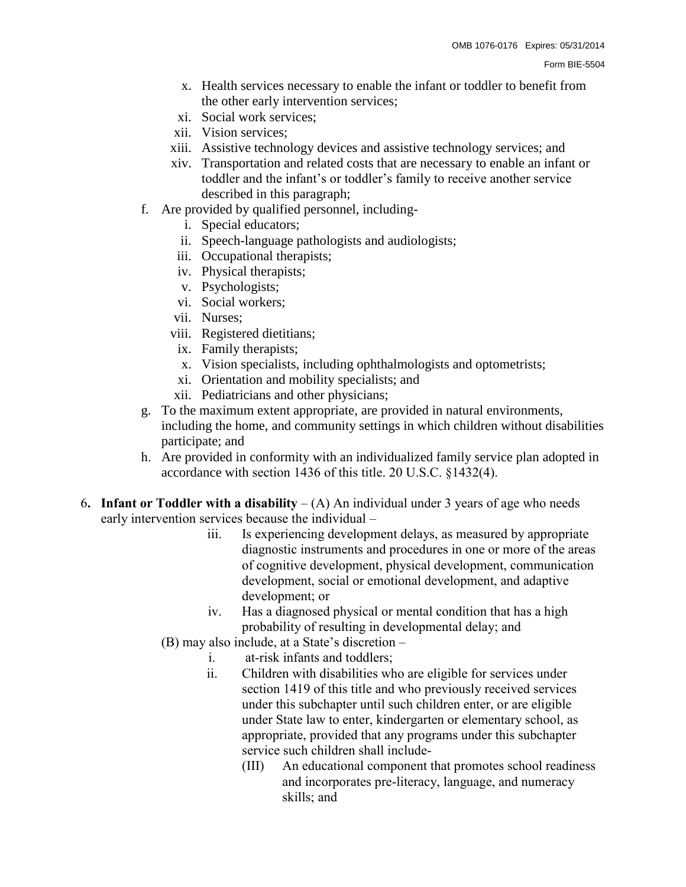x. Health services necessary to enable the infant or toddler to benefit from the other early intervention services;
xi. Social work services;
xii. Vision services;
xiii. Assistive technology devices and assistive technology services; and
xiv. Transportation and related costs that are necessary to enable an infant or toddler and the infant's or toddler's family to receive another service described in this paragraph;

f. Are provided by qualified personnel, including-
   i. Special educators;
   ii. Speech-language pathologists and audiologists;
   iii. Occupational therapists;
   iv. Physical therapists;
   v. Psychologists;
   vi. Social workers;
   vii. Nurses;
   viii. Registered dietitians;
   ix. Family therapists;
   x. Vision specialists, including ophthalmologists and optometrists;
   xi. Orientation and mobility specialists; and
   xii. Pediatricians and other physicians;

g. To the maximum extent appropriate, are provided in natural environments, including the home, and community settings in which children without disabilities participate; and

h. Are provided in conformity with an individualized family service plan adopted in accordance with section 1436 of this title. 20 U.S.C. §1432(4).

6. **Infant or Toddler with a disability** – (A) An individual under 3 years of age who needs early intervention services because the individual –

   iii. Is experiencing development delays, as measured by appropriate diagnostic instruments and procedures in one or more of the areas of cognitive development, physical development, communication development, social or emotional development, and adaptive development; or

   iv. Has a diagnosed physical or mental condition that has a high probability of resulting in developmental delay; and

   (B) may also include, at a State's discretion –

   i. at-risk infants and toddlers;

   ii. Children with disabilities who are eligible for services under section 1419 of this title and who previously received services under this subchapter until such children enter, or are eligible under State law to enter, kindergarten or elementary school, as appropriate, provided that any programs under this subchapter service such children shall include-

      (III) An educational component that promotes school readiness and incorporates pre-literacy, language, and numeracy skills; and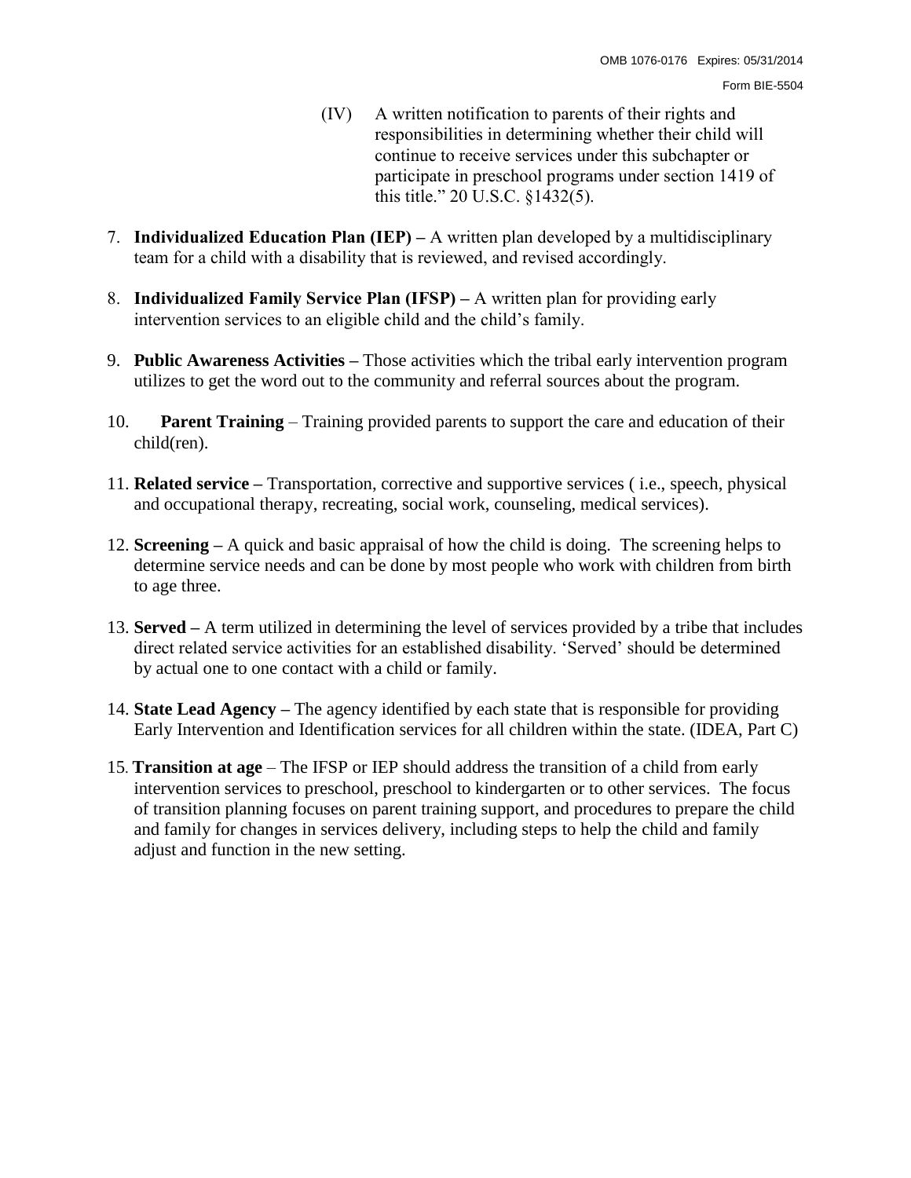(IV) A written notification to parents of their rights and responsibilities in determining whether their child will continue to receive services under this subchapter or participate in preschool programs under section 1419 of this title." 20 U.S.C. §1432(5).

7. **Individualized Education Plan (IEP) –** A written plan developed by a multidisciplinary team for a child with a disability that is reviewed, and revised accordingly.

8. **Individualized Family Service Plan (IFSP) –** A written plan for providing early intervention services to an eligible child and the child's family.

9. **Public Awareness Activities –** Those activities which the tribal early intervention program utilizes to get the word out to the community and referral sources about the program.

10. **Parent Training** – Training provided parents to support the care and education of their child(ren).

11. **Related service –** Transportation, corrective and supportive services ( i.e., speech, physical and occupational therapy, recreating, social work, counseling, medical services).

12. **Screening –** A quick and basic appraisal of how the child is doing. The screening helps to determine service needs and can be done by most people who work with children from birth to age three.

13. **Served –** A term utilized in determining the level of services provided by a tribe that includes direct related service activities for an established disability. 'Served' should be determined by actual one to one contact with a child or family.

14. **State Lead Agency –** The agency identified by each state that is responsible for providing Early Intervention and Identification services for all children within the state. (IDEA, Part C)

15. **Transition at age** – The IFSP or IEP should address the transition of a child from early intervention services to preschool, preschool to kindergarten or to other services. The focus of transition planning focuses on parent training support, and procedures to prepare the child and family for changes in services delivery, including steps to help the child and family adjust and function in the new setting.